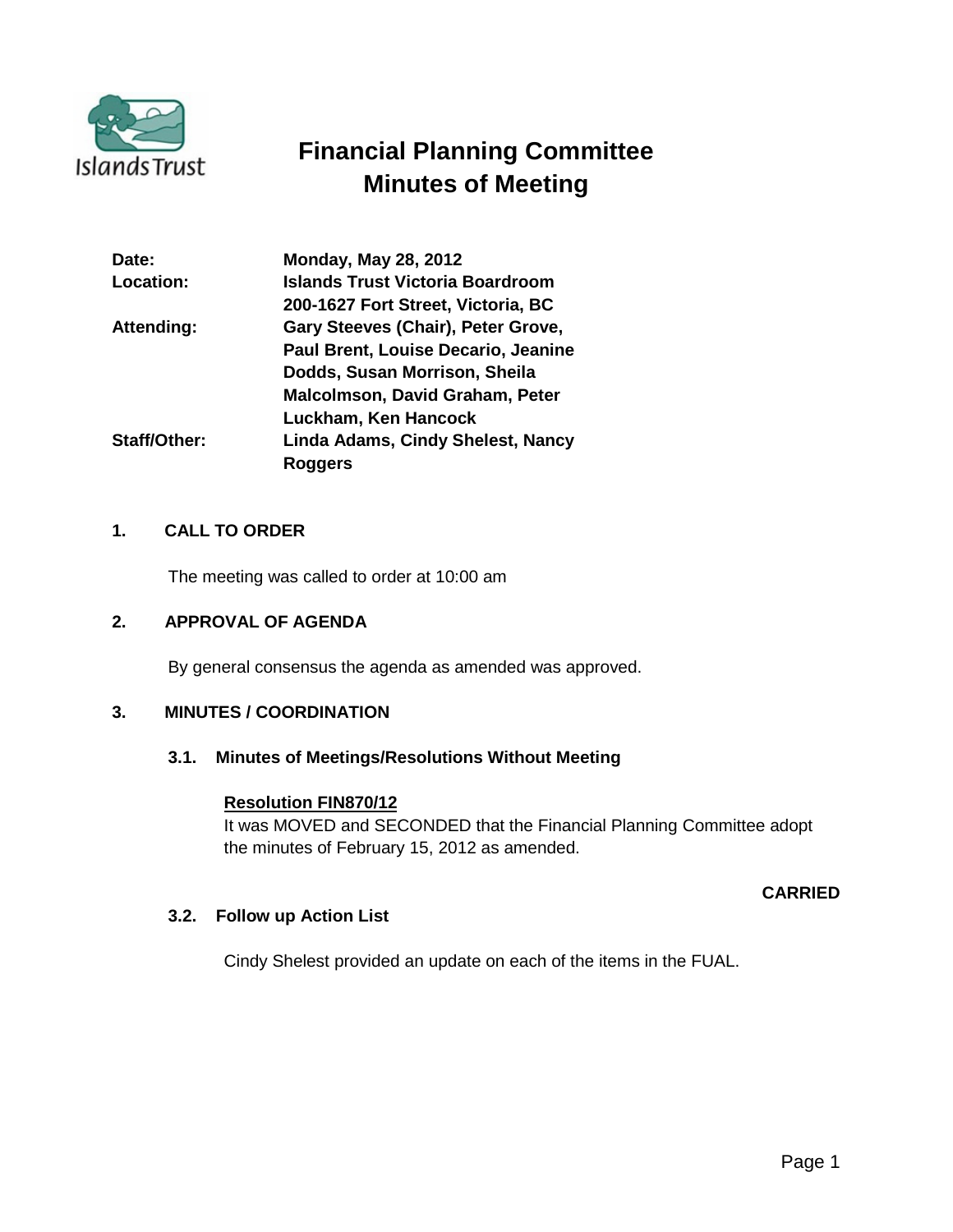# Financial Planning Committee Minutes of Meeting

| | |
|---|---|
| **Date:** | **Monday, May 28, 2012** |
| **Location:** | **Islands Trust Victoria Boardroom 200-1627 Fort Street, Victoria, BC** |
| **Attending:** | **Gary Steeves (Chair), Peter Grove, Paul Brent, Louise Decario, Jeanine Dodds, Susan Morrison, Sheila Malcolmson, David Graham, Peter Luckham, Ken Hancock** |
| **Staff/Other:** | **Linda Adams, Cindy Shelest, Nancy Roggers** |

## 1. CALL TO ORDER

The meeting was called to order at 10:00 am

## 2. APPROVAL OF AGENDA

By general consensus the agenda as amended was approved.

## 3. MINUTES / COORDINATION

### 3.1. Minutes of Meetings/Resolutions Without Meeting

**Resolution FIN870/12**

It was MOVED and SECONDED that the Financial Planning Committee adopt the minutes of February 15, 2012 as amended.

**CARRIED**

### 3.2. Follow up Action List

Cindy Shelest provided an update on each of the items in the FUAL.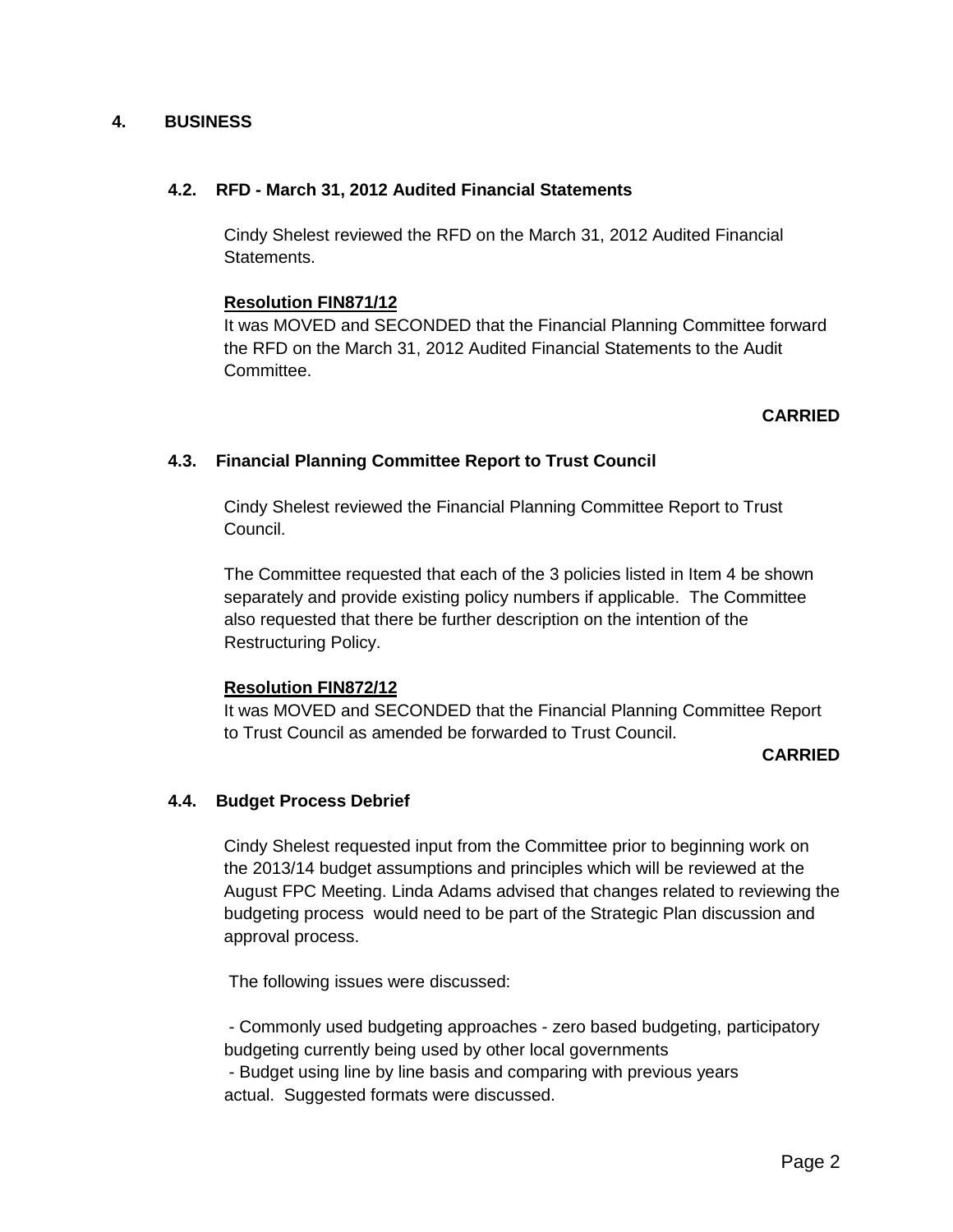## 4. BUSINESS

### 4.2. RFD - March 31, 2012 Audited Financial Statements

Cindy Shelest reviewed the RFD on the March 31, 2012 Audited Financial Statements.

**Resolution FIN871/12**

It was MOVED and SECONDED that the Financial Planning Committee forward the RFD on the March 31, 2012 Audited Financial Statements to the Audit Committee.

**CARRIED**

### 4.3. Financial Planning Committee Report to Trust Council

Cindy Shelest reviewed the Financial Planning Committee Report to Trust Council.

The Committee requested that each of the 3 policies listed in Item 4 be shown separately and provide existing policy numbers if applicable. The Committee also requested that there be further description on the intention of the Restructuring Policy.

**Resolution FIN872/12**

It was MOVED and SECONDED that the Financial Planning Committee Report to Trust Council as amended be forwarded to Trust Council.

**CARRIED**

### 4.4. Budget Process Debrief

Cindy Shelest requested input from the Committee prior to beginning work on the 2013/14 budget assumptions and principles which will be reviewed at the August FPC Meeting. Linda Adams advised that changes related to reviewing the budgeting process would need to be part of the Strategic Plan discussion and approval process.

The following issues were discussed:

- Commonly used budgeting approaches - zero based budgeting, participatory budgeting currently being used by other local governments
- Budget using line by line basis and comparing with previous years actual. Suggested formats were discussed.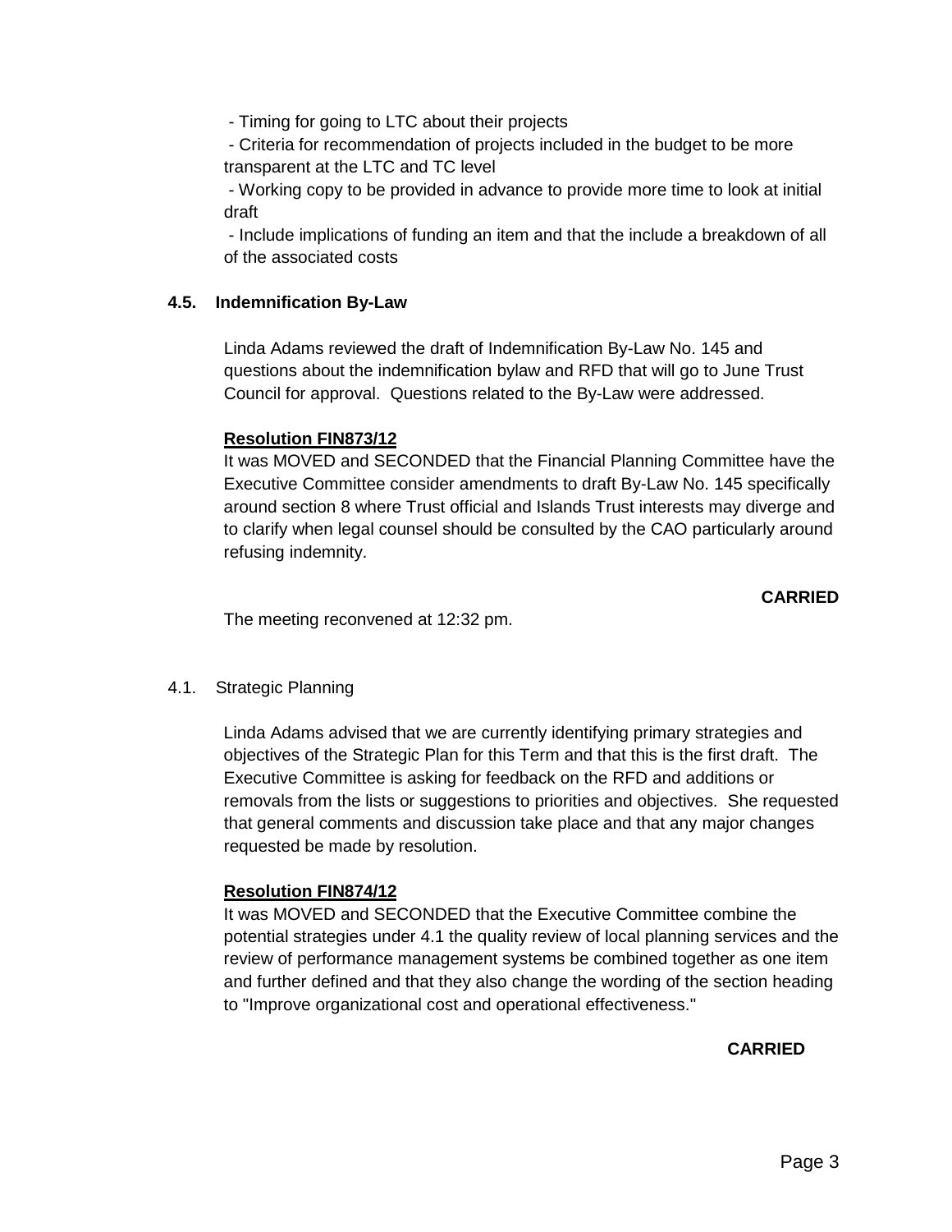- Timing for going to LTC about their projects
- Criteria for recommendation of projects included in the budget to be more transparent at the LTC and TC level
- Working copy to be provided in advance to provide more time to look at initial draft
- Include implications of funding an item and that the include a breakdown of all of the associated costs

### 4.5. Indemnification By-Law

Linda Adams reviewed the draft of Indemnification By-Law No. 145 and questions about the indemnification bylaw and RFD that will go to June Trust Council for approval. Questions related to the By-Law were addressed.

**Resolution FIN873/12**

It was MOVED and SECONDED that the Financial Planning Committee have the Executive Committee consider amendments to draft By-Law No. 145 specifically around section 8 where Trust official and Islands Trust interests may diverge and to clarify when legal counsel should be consulted by the CAO particularly around refusing indemnity.

**CARRIED**

The meeting reconvened at 12:32 pm.

### 4.1. Strategic Planning

Linda Adams advised that we are currently identifying primary strategies and objectives of the Strategic Plan for this Term and that this is the first draft. The Executive Committee is asking for feedback on the RFD and additions or removals from the lists or suggestions to priorities and objectives. She requested that general comments and discussion take place and that any major changes requested be made by resolution.

**Resolution FIN874/12**

It was MOVED and SECONDED that the Executive Committee combine the potential strategies under 4.1 the quality review of local planning services and the review of performance management systems be combined together as one item and further defined and that they also change the wording of the section heading to "Improve organizational cost and operational effectiveness."

**CARRIED**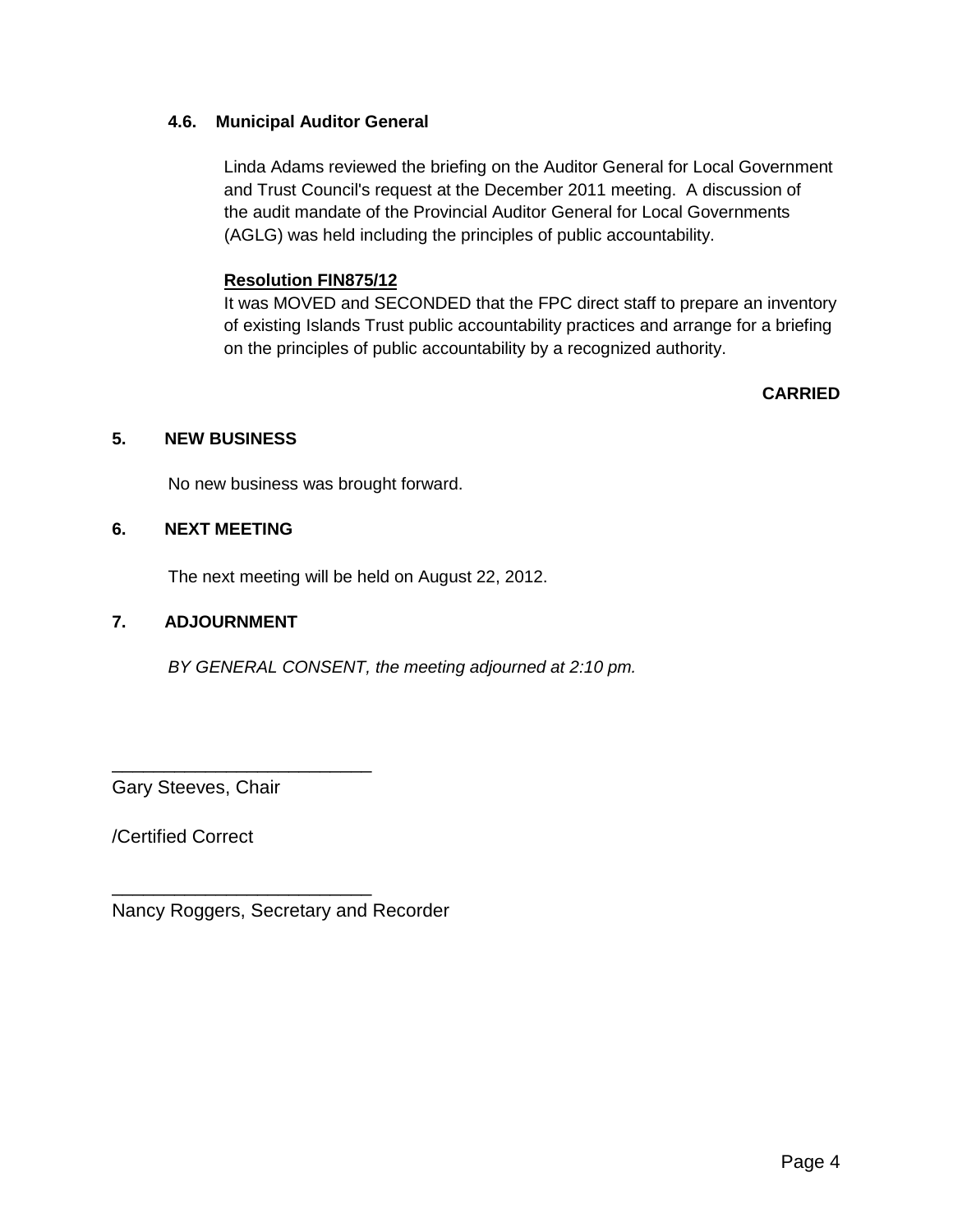### 4.6. Municipal Auditor General

Linda Adams reviewed the briefing on the Auditor General for Local Government and Trust Council's request at the December 2011 meeting. A discussion of the audit mandate of the Provincial Auditor General for Local Governments (AGLG) was held including the principles of public accountability.

**Resolution FIN875/12**

It was MOVED and SECONDED that the FPC direct staff to prepare an inventory of existing Islands Trust public accountability practices and arrange for a briefing on the principles of public accountability by a recognized authority.

**CARRIED**

## 5. NEW BUSINESS

No new business was brought forward.

## 6. NEXT MEETING

The next meeting will be held on August 22, 2012.

## 7. ADJOURNMENT

*BY GENERAL CONSENT, the meeting adjourned at 2:10 pm.*

_________________________

Gary Steeves, Chair

/Certified Correct

_________________________

Nancy Roggers, Secretary and Recorder